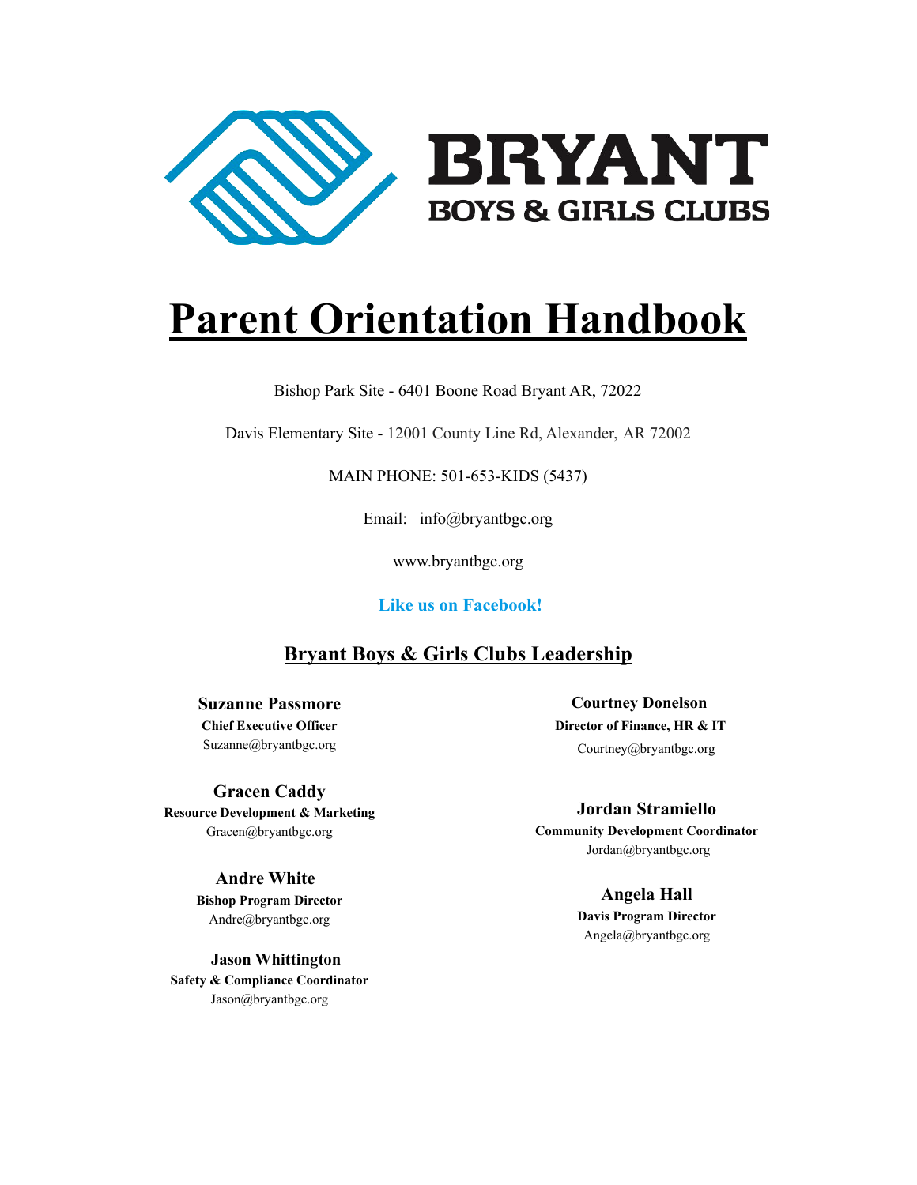BRYANT
BOYS & GIRLS CLUBS

# Parent Orientation Handbook

Bishop Park Site - 6401 Boone Road Bryant AR, 72022

Davis Elementary Site - 12001 County Line Rd, Alexander, AR 72002

MAIN PHONE: 501-653-KIDS (5437)

Email: info@bryantbgc.org

www.bryantbgc.org

**Like us on Facebook!**

## Bryant Boys & Girls Clubs Leadership

**Suzanne Passmore**
**Chief Executive Officer**
Suzanne@bryantbgc.org

**Courtney Donelson**
**Director of Finance, HR & IT**
Courtney@bryantbgc.org

**Gracen Caddy**
**Resource Development & Marketing**
Gracen@bryantbgc.org

**Jordan Stramiello**
**Community Development Coordinator**
Jordan@bryantbgc.org

**Andre White**
**Bishop Program Director**
Andre@bryantbgc.org

**Angela Hall**
**Davis Program Director**
Angela@bryantbgc.org

**Jason Whittington**
**Safety & Compliance Coordinator**
Jason@bryantbgc.org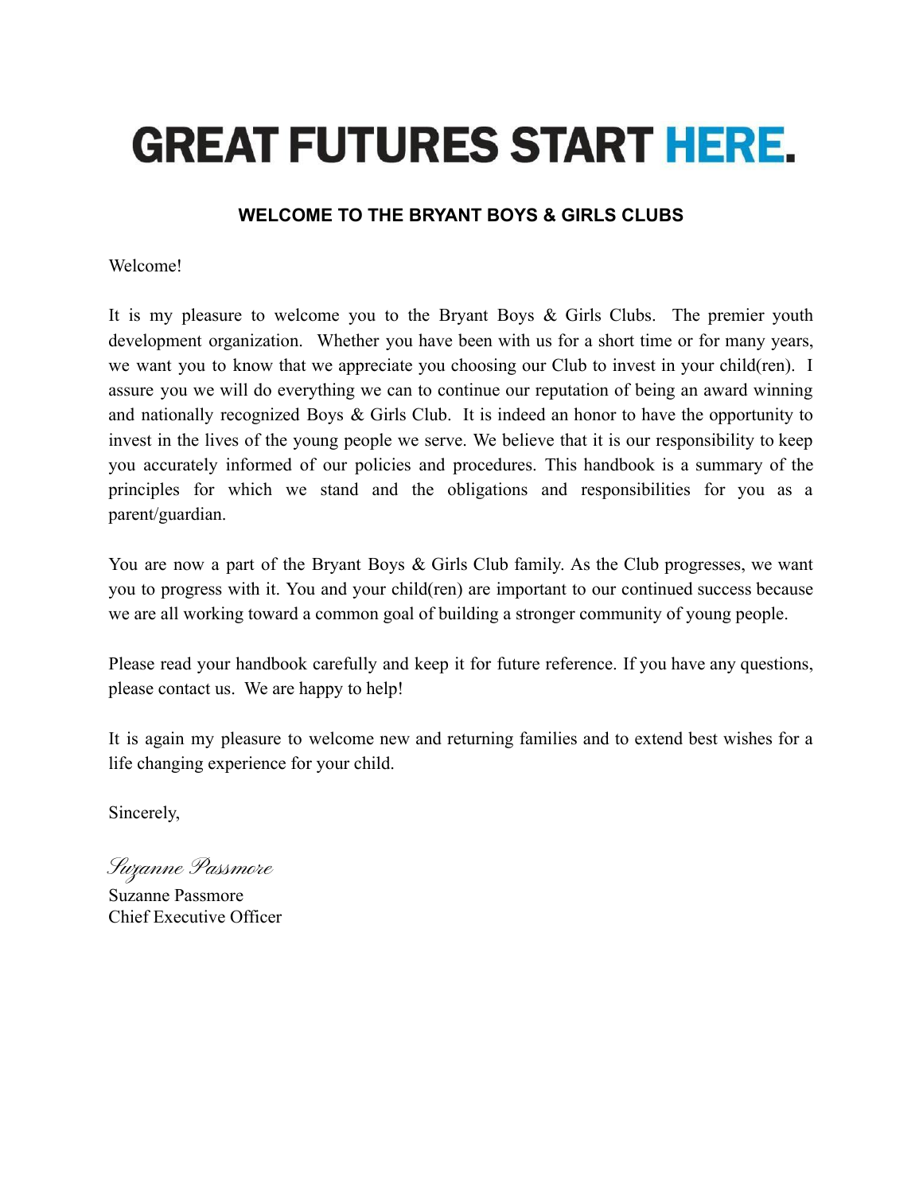# GREAT FUTURES START HERE.

## WELCOME TO THE BRYANT BOYS & GIRLS CLUBS

Welcome!

It is my pleasure to welcome you to the Bryant Boys & Girls Clubs. The premier youth development organization. Whether you have been with us for a short time or for many years, we want you to know that we appreciate you choosing our Club to invest in your child(ren). I assure you we will do everything we can to continue our reputation of being an award winning and nationally recognized Boys & Girls Club. It is indeed an honor to have the opportunity to invest in the lives of the young people we serve. We believe that it is our responsibility to keep you accurately informed of our policies and procedures. This handbook is a summary of the principles for which we stand and the obligations and responsibilities for you as a parent/guardian.

You are now a part of the Bryant Boys & Girls Club family. As the Club progresses, we want you to progress with it. You and your child(ren) are important to our continued success because we are all working toward a common goal of building a stronger community of young people.

Please read your handbook carefully and keep it for future reference. If you have any questions, please contact us. We are happy to help!

It is again my pleasure to welcome new and returning families and to extend best wishes for a life changing experience for your child.

Sincerely,

*Suzanne Passmore*

Suzanne Passmore
Chief Executive Officer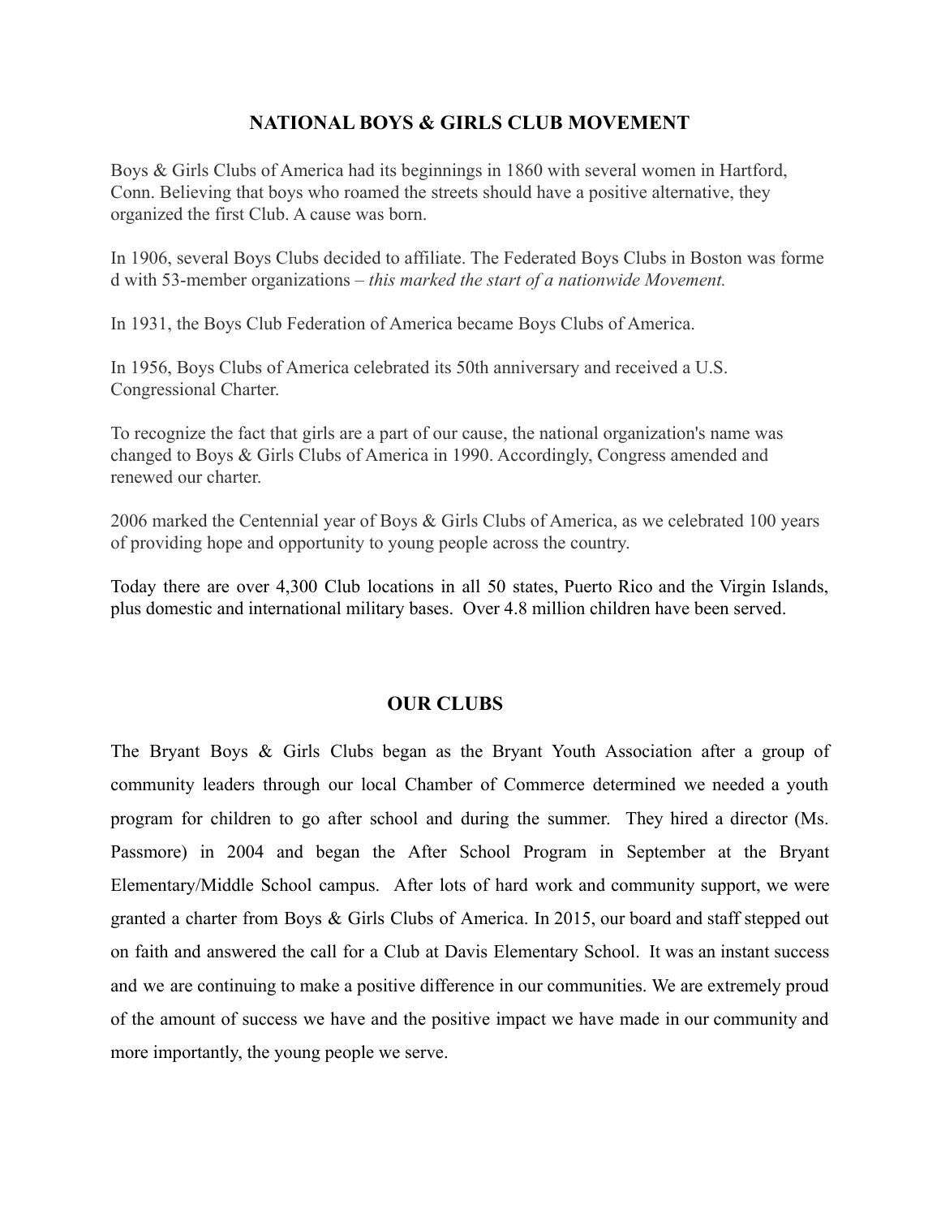## NATIONAL BOYS & GIRLS CLUB MOVEMENT

Boys & Girls Clubs of America had its beginnings in 1860 with several women in Hartford, Conn. Believing that boys who roamed the streets should have a positive alternative, they organized the first Club. A cause was born.

In 1906, several Boys Clubs decided to affiliate. The Federated Boys Clubs in Boston was forme d with 53-member organizations – *this marked the start of a nationwide Movement.*

In 1931, the Boys Club Federation of America became Boys Clubs of America.

In 1956, Boys Clubs of America celebrated its 50th anniversary and received a U.S. Congressional Charter.

To recognize the fact that girls are a part of our cause, the national organization's name was changed to Boys & Girls Clubs of America in 1990. Accordingly, Congress amended and renewed our charter.

2006 marked the Centennial year of Boys & Girls Clubs of America, as we celebrated 100 years of providing hope and opportunity to young people across the country.

Today there are over 4,300 Club locations in all 50 states, Puerto Rico and the Virgin Islands, plus domestic and international military bases. Over 4.8 million children have been served.

## OUR CLUBS

The Bryant Boys & Girls Clubs began as the Bryant Youth Association after a group of community leaders through our local Chamber of Commerce determined we needed a youth program for children to go after school and during the summer. They hired a director (Ms. Passmore) in 2004 and began the After School Program in September at the Bryant Elementary/Middle School campus. After lots of hard work and community support, we were granted a charter from Boys & Girls Clubs of America. In 2015, our board and staff stepped out on faith and answered the call for a Club at Davis Elementary School. It was an instant success and we are continuing to make a positive difference in our communities. We are extremely proud of the amount of success we have and the positive impact we have made in our community and more importantly, the young people we serve.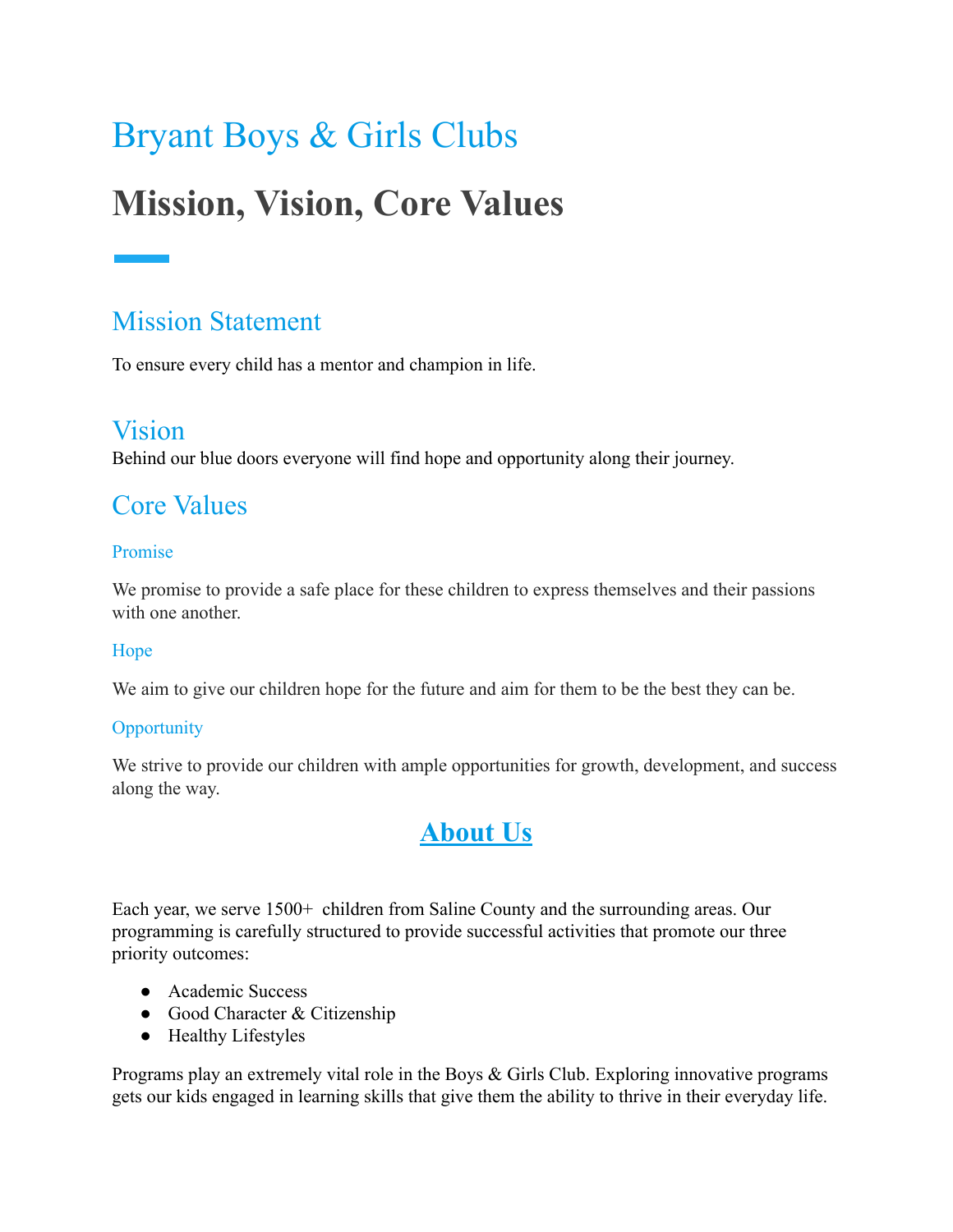# Bryant Boys & Girls Clubs

# Mission, Vision, Core Values

## Mission Statement

To ensure every child has a mentor and champion in life.

## Vision

Behind our blue doors everyone will find hope and opportunity along their journey.

## Core Values

### Promise

We promise to provide a safe place for these children to express themselves and their passions with one another.

### Hope

We aim to give our children hope for the future and aim for them to be the best they can be.

### Opportunity

We strive to provide our children with ample opportunities for growth, development, and success along the way.

## **About Us**

Each year, we serve 1500+ children from Saline County and the surrounding areas. Our programming is carefully structured to provide successful activities that promote our three priority outcomes:

- Academic Success
- Good Character & Citizenship
- Healthy Lifestyles

Programs play an extremely vital role in the Boys & Girls Club. Exploring innovative programs gets our kids engaged in learning skills that give them the ability to thrive in their everyday life.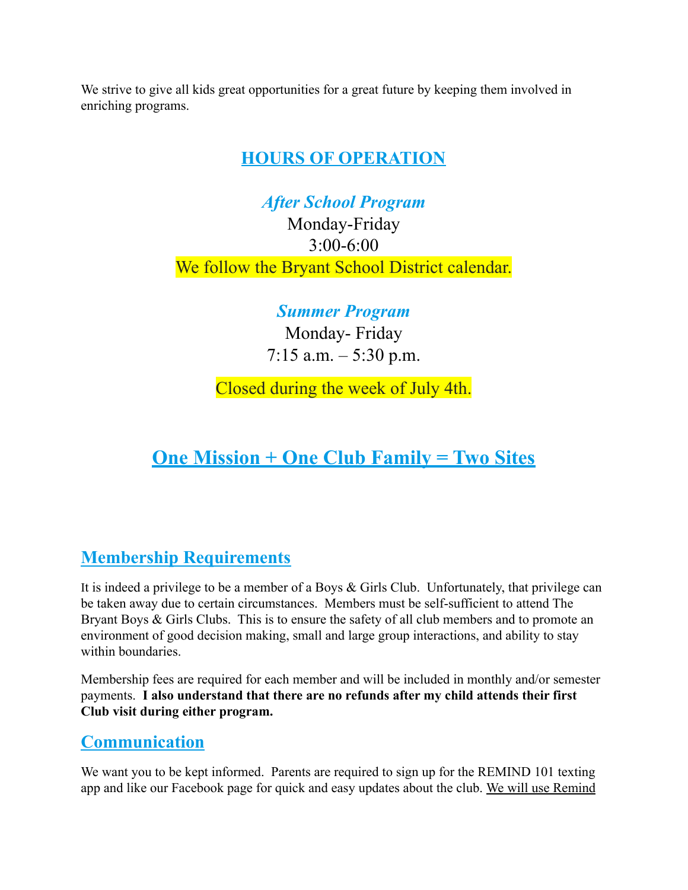We strive to give all kids great opportunities for a great future by keeping them involved in enriching programs.

## HOURS OF OPERATION

### *After School Program*

Monday-Friday

3:00-6:00

We follow the Bryant School District calendar.

### *Summer Program*

Monday- Friday

7:15 a.m. – 5:30 p.m.

Closed during the week of July 4th.

## One Mission + One Club Family = Two Sites

## Membership Requirements

It is indeed a privilege to be a member of a Boys & Girls Club. Unfortunately, that privilege can be taken away due to certain circumstances. Members must be self-sufficient to attend The Bryant Boys & Girls Clubs. This is to ensure the safety of all club members and to promote an environment of good decision making, small and large group interactions, and ability to stay within boundaries.

Membership fees are required for each member and will be included in monthly and/or semester payments. **I also understand that there are no refunds after my child attends their first Club visit during either program.**

## Communication

We want you to be kept informed. Parents are required to sign up for the REMIND 101 texting app and like our Facebook page for quick and easy updates about the club. We will use Remind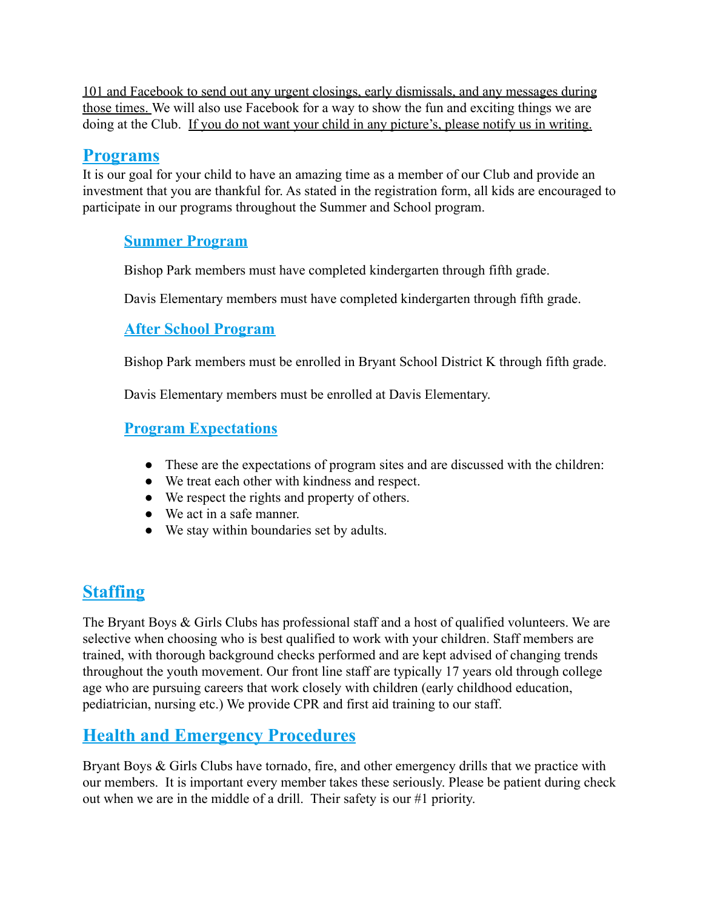101 and Facebook to send out any urgent closings, early dismissals, and any messages during those times. We will also use Facebook for a way to show the fun and exciting things we are doing at the Club. If you do not want your child in any picture's, please notify us in writing.

## Programs

It is our goal for your child to have an amazing time as a member of our Club and provide an investment that you are thankful for. As stated in the registration form, all kids are encouraged to participate in our programs throughout the Summer and School program.

### Summer Program

Bishop Park members must have completed kindergarten through fifth grade.

Davis Elementary members must have completed kindergarten through fifth grade.

### After School Program

Bishop Park members must be enrolled in Bryant School District K through fifth grade.

Davis Elementary members must be enrolled at Davis Elementary.

### Program Expectations

- These are the expectations of program sites and are discussed with the children:
- We treat each other with kindness and respect.
- We respect the rights and property of others.
- We act in a safe manner.
- We stay within boundaries set by adults.

## Staffing

The Bryant Boys & Girls Clubs has professional staff and a host of qualified volunteers. We are selective when choosing who is best qualified to work with your children. Staff members are trained, with thorough background checks performed and are kept advised of changing trends throughout the youth movement. Our front line staff are typically 17 years old through college age who are pursuing careers that work closely with children (early childhood education, pediatrician, nursing etc.) We provide CPR and first aid training to our staff.

## Health and Emergency Procedures

Bryant Boys & Girls Clubs have tornado, fire, and other emergency drills that we practice with our members. It is important every member takes these seriously. Please be patient during check out when we are in the middle of a drill. Their safety is our #1 priority.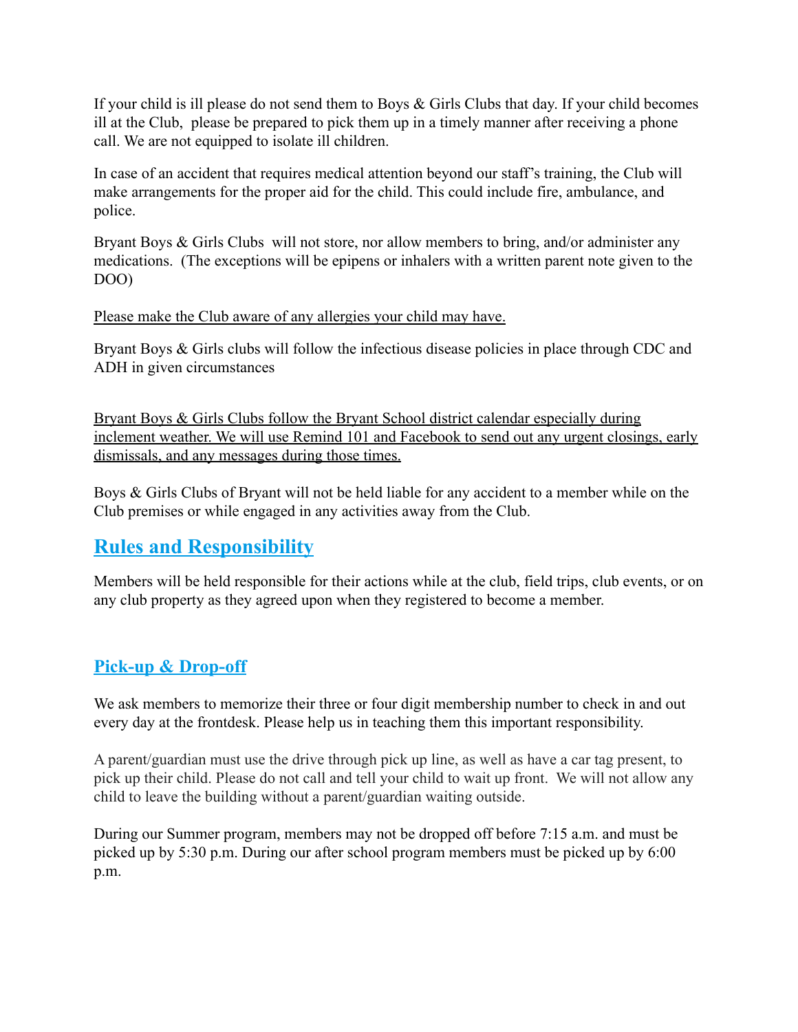If your child is ill please do not send them to Boys & Girls Clubs that day. If your child becomes ill at the Club, please be prepared to pick them up in a timely manner after receiving a phone call. We are not equipped to isolate ill children.

In case of an accident that requires medical attention beyond our staff's training, the Club will make arrangements for the proper aid for the child. This could include fire, ambulance, and police.

Bryant Boys & Girls Clubs will not store, nor allow members to bring, and/or administer any medications. (The exceptions will be epipens or inhalers with a written parent note given to the DOO)

Please make the Club aware of any allergies your child may have.

Bryant Boys & Girls clubs will follow the infectious disease policies in place through CDC and ADH in given circumstances

Bryant Boys & Girls Clubs follow the Bryant School district calendar especially during inclement weather. We will use Remind 101 and Facebook to send out any urgent closings, early dismissals, and any messages during those times.

Boys & Girls Clubs of Bryant will not be held liable for any accident to a member while on the Club premises or while engaged in any activities away from the Club.

## Rules and Responsibility

Members will be held responsible for their actions while at the club, field trips, club events, or on any club property as they agreed upon when they registered to become a member.

## Pick-up & Drop-off

We ask members to memorize their three or four digit membership number to check in and out every day at the frontdesk. Please help us in teaching them this important responsibility.

A parent/guardian must use the drive through pick up line, as well as have a car tag present, to pick up their child. Please do not call and tell your child to wait up front. We will not allow any child to leave the building without a parent/guardian waiting outside.

During our Summer program, members may not be dropped off before 7:15 a.m. and must be picked up by 5:30 p.m. During our after school program members must be picked up by 6:00 p.m.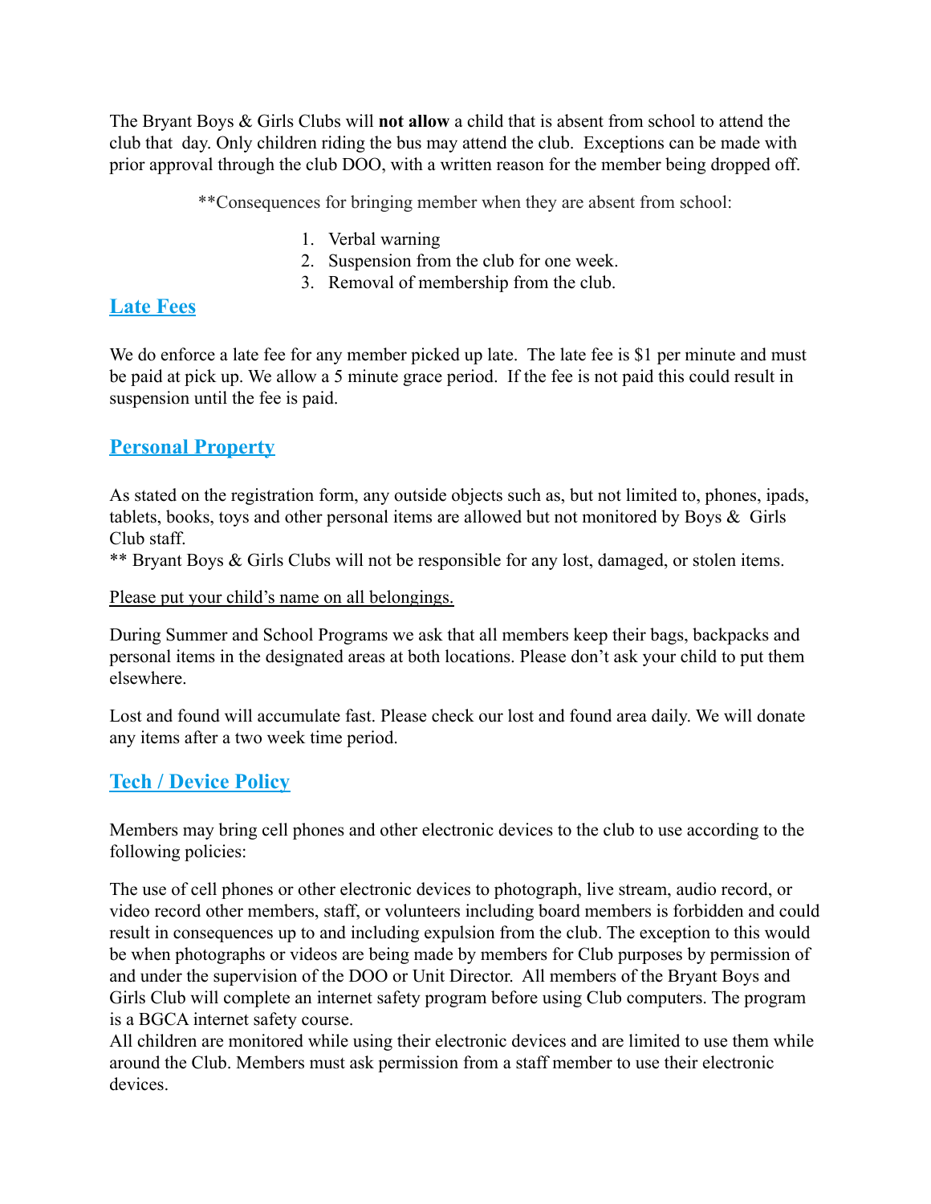The Bryant Boys & Girls Clubs will **not allow** a child that is absent from school to attend the club that day. Only children riding the bus may attend the club. Exceptions can be made with prior approval through the club DOO, with a written reason for the member being dropped off.

**Consequences for bringing member when they are absent from school:

1. Verbal warning
2. Suspension from the club for one week.
3. Removal of membership from the club.

## Late Fees

We do enforce a late fee for any member picked up late. The late fee is $1 per minute and must be paid at pick up. We allow a 5 minute grace period. If the fee is not paid this could result in suspension until the fee is paid.

## Personal Property

As stated on the registration form, any outside objects such as, but not limited to, phones, ipads, tablets, books, toys and other personal items are allowed but not monitored by Boys & Girls Club staff.
** Bryant Boys & Girls Clubs will not be responsible for any lost, damaged, or stolen items.

Please put your child's name on all belongings.

During Summer and School Programs we ask that all members keep their bags, backpacks and personal items in the designated areas at both locations. Please don't ask your child to put them elsewhere.

Lost and found will accumulate fast. Please check our lost and found area daily. We will donate any items after a two week time period.

## Tech / Device Policy

Members may bring cell phones and other electronic devices to the club to use according to the following policies:

The use of cell phones or other electronic devices to photograph, live stream, audio record, or video record other members, staff, or volunteers including board members is forbidden and could result in consequences up to and including expulsion from the club. The exception to this would be when photographs or videos are being made by members for Club purposes by permission of and under the supervision of the DOO or Unit Director. All members of the Bryant Boys and Girls Club will complete an internet safety program before using Club computers. The program is a BGCA internet safety course.
All children are monitored while using their electronic devices and are limited to use them while around the Club. Members must ask permission from a staff member to use their electronic devices.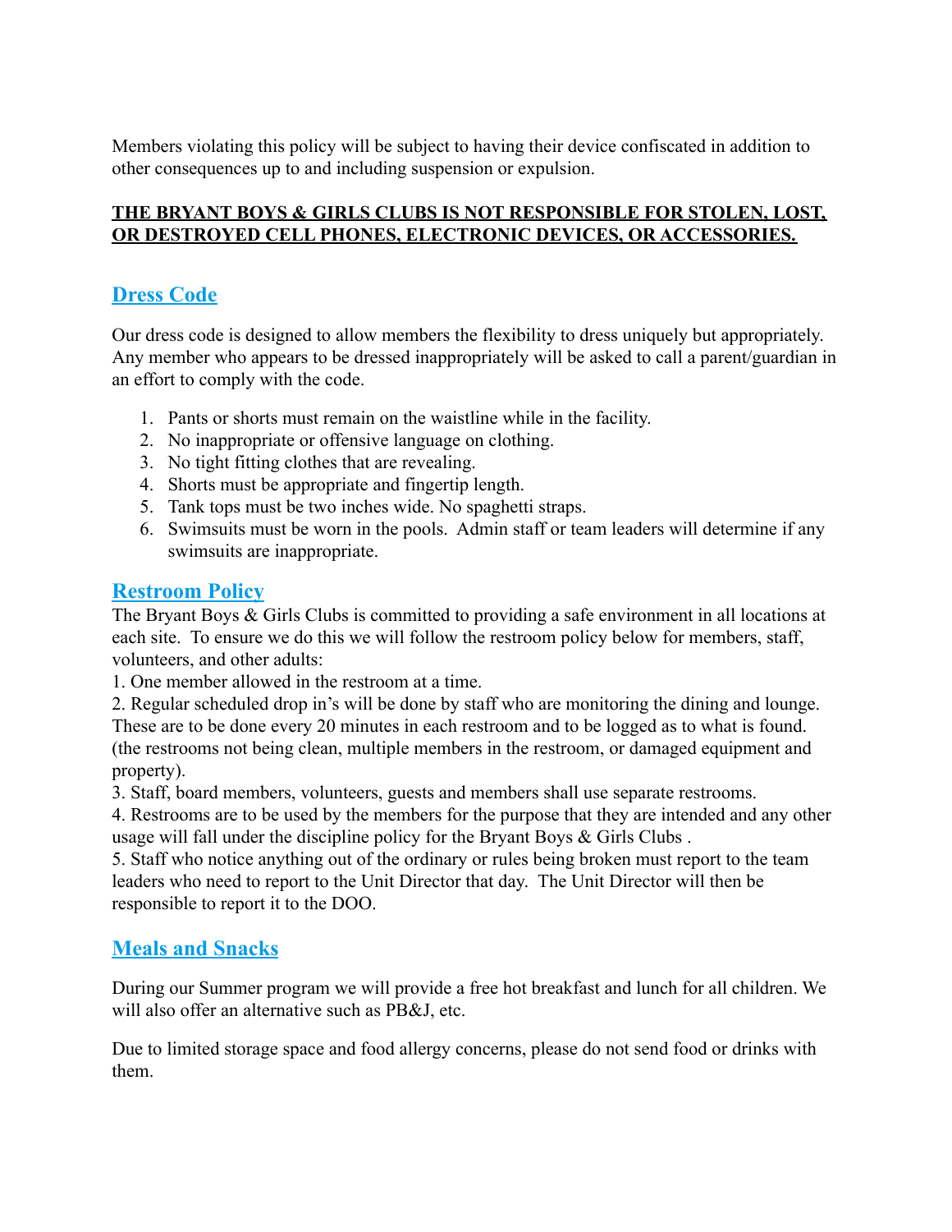Members violating this policy will be subject to having their device confiscated in addition to other consequences up to and including suspension or expulsion.

**<u>THE BRYANT BOYS & GIRLS CLUBS IS NOT RESPONSIBLE FOR STOLEN, LOST, OR DESTROYED CELL PHONES, ELECTRONIC DEVICES, OR ACCESSORIES.</u>**

## Dress Code

Our dress code is designed to allow members the flexibility to dress uniquely but appropriately. Any member who appears to be dressed inappropriately will be asked to call a parent/guardian in an effort to comply with the code.

1. Pants or shorts must remain on the waistline while in the facility.
2. No inappropriate or offensive language on clothing.
3. No tight fitting clothes that are revealing.
4. Shorts must be appropriate and fingertip length.
5. Tank tops must be two inches wide. No spaghetti straps.
6. Swimsuits must be worn in the pools. Admin staff or team leaders will determine if any swimsuits are inappropriate.

## Restroom Policy

The Bryant Boys & Girls Clubs is committed to providing a safe environment in all locations at each site. To ensure we do this we will follow the restroom policy below for members, staff, volunteers, and other adults:

1. One member allowed in the restroom at a time.
2. Regular scheduled drop in's will be done by staff who are monitoring the dining and lounge. These are to be done every 20 minutes in each restroom and to be logged as to what is found. (the restrooms not being clean, multiple members in the restroom, or damaged equipment and property).
3. Staff, board members, volunteers, guests and members shall use separate restrooms.
4. Restrooms are to be used by the members for the purpose that they are intended and any other usage will fall under the discipline policy for the Bryant Boys & Girls Clubs .
5. Staff who notice anything out of the ordinary or rules being broken must report to the team leaders who need to report to the Unit Director that day. The Unit Director will then be responsible to report it to the DOO.

## Meals and Snacks

During our Summer program we will provide a free hot breakfast and lunch for all children. We will also offer an alternative such as PB&J, etc.

Due to limited storage space and food allergy concerns, please do not send food or drinks with them.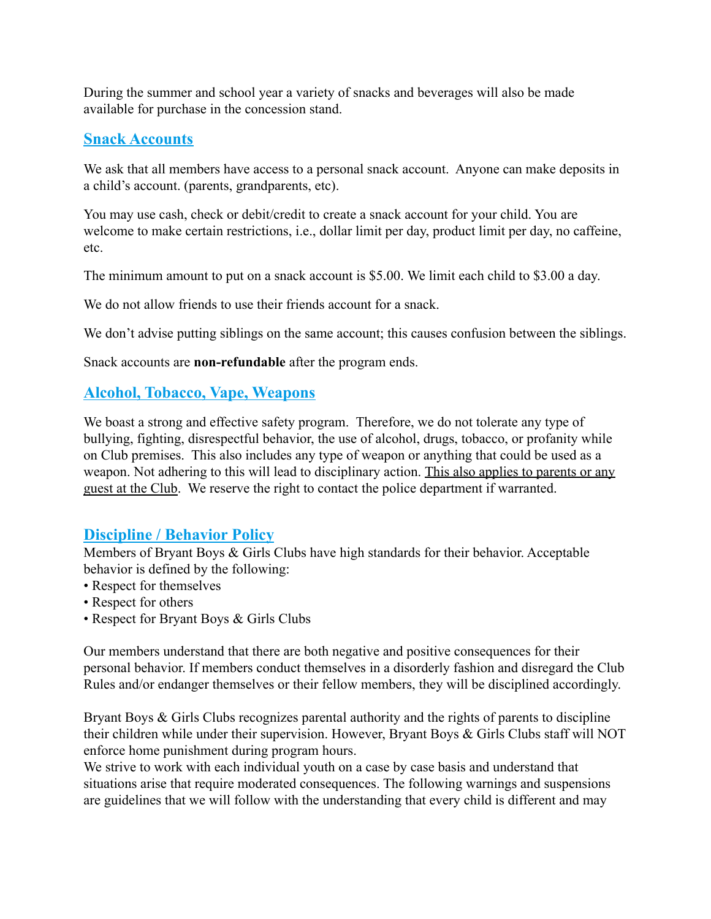During the summer and school year a variety of snacks and beverages will also be made available for purchase in the concession stand.

## Snack Accounts

We ask that all members have access to a personal snack account.  Anyone can make deposits in a child's account. (parents, grandparents, etc).

You may use cash, check or debit/credit to create a snack account for your child. You are welcome to make certain restrictions, i.e., dollar limit per day, product limit per day, no caffeine, etc.

The minimum amount to put on a snack account is $5.00. We limit each child to $3.00 a day.

We do not allow friends to use their friends account for a snack.

We don't advise putting siblings on the same account; this causes confusion between the siblings.

Snack accounts are **non-refundable** after the program ends.

## Alcohol, Tobacco, Vape, Weapons

We boast a strong and effective safety program.  Therefore, we do not tolerate any type of bullying, fighting, disrespectful behavior, the use of alcohol, drugs, tobacco, or profanity while on Club premises.  This also includes any type of weapon or anything that could be used as a weapon. Not adhering to this will lead to disciplinary action. <u>This also applies to parents or any guest at the Club</u>.  We reserve the right to contact the police department if warranted.

## Discipline / Behavior Policy

Members of Bryant Boys & Girls Clubs have high standards for their behavior. Acceptable behavior is defined by the following:

- Respect for themselves
- Respect for others
- Respect for Bryant Boys & Girls Clubs

Our members understand that there are both negative and positive consequences for their personal behavior. If members conduct themselves in a disorderly fashion and disregard the Club Rules and/or endanger themselves or their fellow members, they will be disciplined accordingly.

Bryant Boys & Girls Clubs recognizes parental authority and the rights of parents to discipline their children while under their supervision. However, Bryant Boys & Girls Clubs staff will NOT enforce home punishment during program hours.
We strive to work with each individual youth on a case by case basis and understand that situations arise that require moderated consequences. The following warnings and suspensions are guidelines that we will follow with the understanding that every child is different and may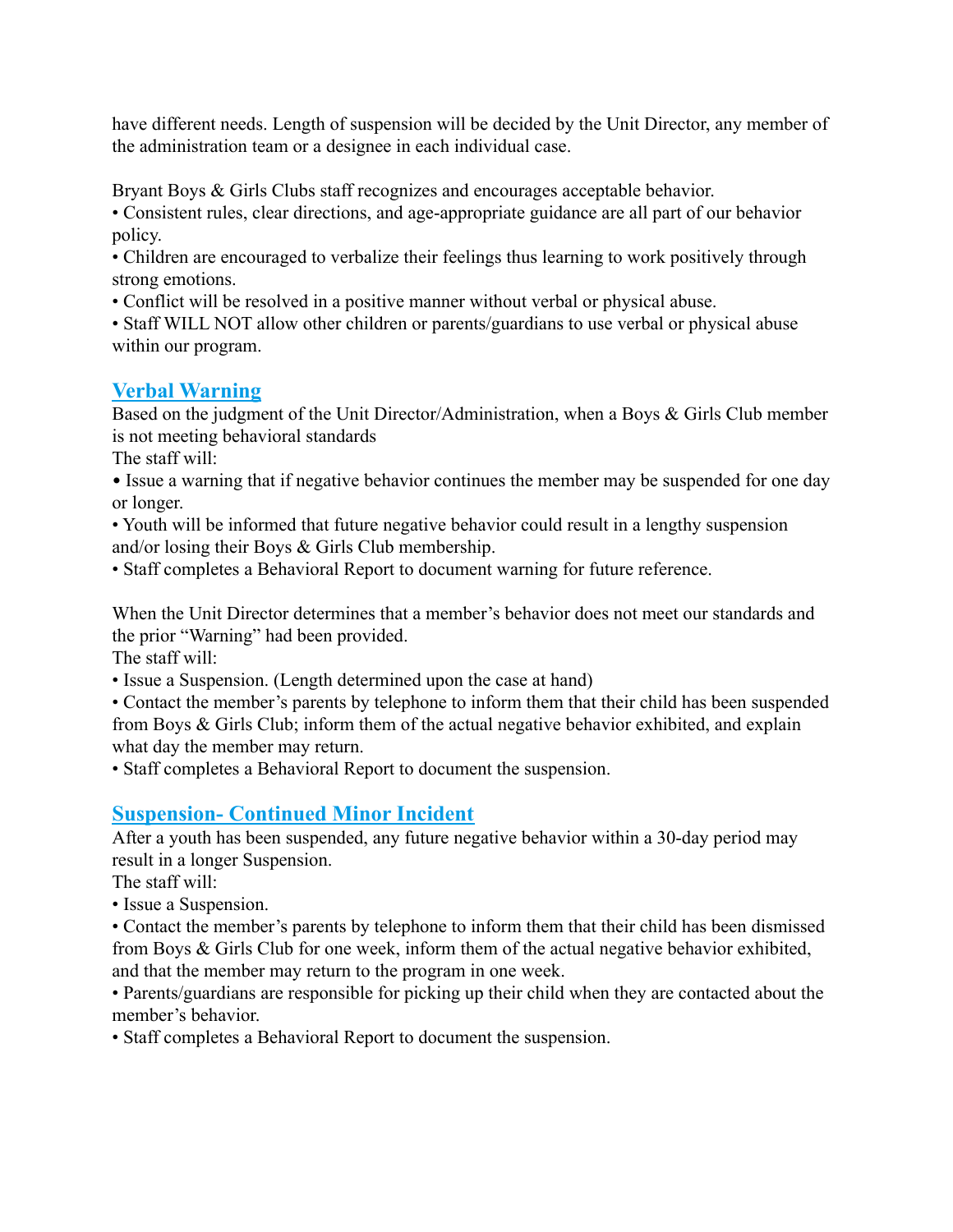have different needs. Length of suspension will be decided by the Unit Director, any member of the administration team or a designee in each individual case.

Bryant Boys & Girls Clubs staff recognizes and encourages acceptable behavior.

- Consistent rules, clear directions, and age-appropriate guidance are all part of our behavior policy.
- Children are encouraged to verbalize their feelings thus learning to work positively through strong emotions.
- Conflict will be resolved in a positive manner without verbal or physical abuse.
- Staff WILL NOT allow other children or parents/guardians to use verbal or physical abuse within our program.

## Verbal Warning

Based on the judgment of the Unit Director/Administration, when a Boys & Girls Club member is not meeting behavioral standards

The staff will:

- Issue a warning that if negative behavior continues the member may be suspended for one day or longer.
- Youth will be informed that future negative behavior could result in a lengthy suspension and/or losing their Boys & Girls Club membership.
- Staff completes a Behavioral Report to document warning for future reference.

When the Unit Director determines that a member's behavior does not meet our standards and the prior "Warning" had been provided.

The staff will:

- Issue a Suspension. (Length determined upon the case at hand)
- Contact the member's parents by telephone to inform them that their child has been suspended from Boys & Girls Club; inform them of the actual negative behavior exhibited, and explain what day the member may return.
- Staff completes a Behavioral Report to document the suspension.

## Suspension- Continued Minor Incident

After a youth has been suspended, any future negative behavior within a 30-day period may result in a longer Suspension.

The staff will:

- Issue a Suspension.
- Contact the member's parents by telephone to inform them that their child has been dismissed from Boys & Girls Club for one week, inform them of the actual negative behavior exhibited, and that the member may return to the program in one week.
- Parents/guardians are responsible for picking up their child when they are contacted about the member's behavior.
- Staff completes a Behavioral Report to document the suspension.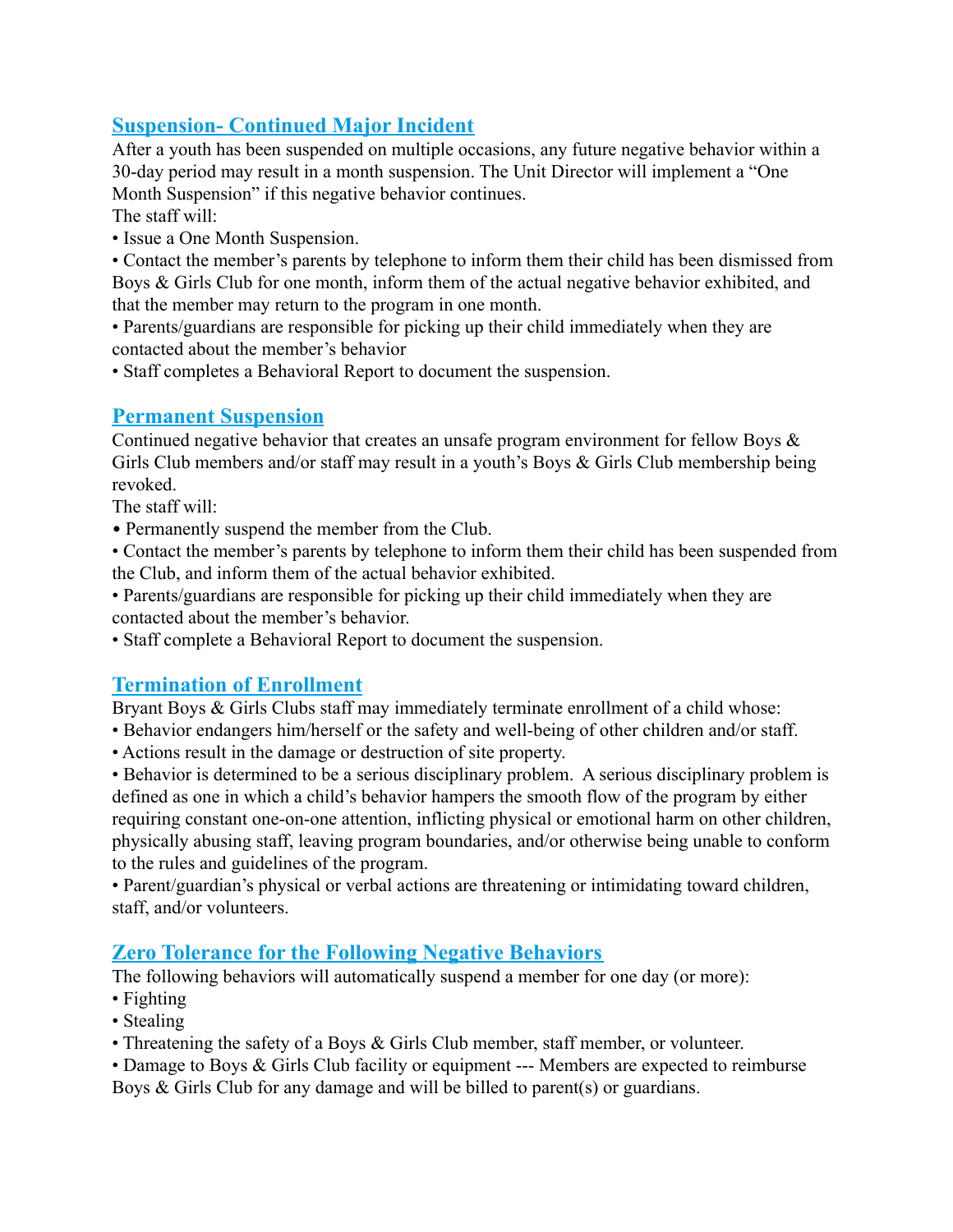## Suspension- Continued Major Incident

After a youth has been suspended on multiple occasions, any future negative behavior within a 30-day period may result in a month suspension. The Unit Director will implement a "One Month Suspension" if this negative behavior continues.

The staff will:

- Issue a One Month Suspension.
- Contact the member's parents by telephone to inform them their child has been dismissed from Boys & Girls Club for one month, inform them of the actual negative behavior exhibited, and that the member may return to the program in one month.
- Parents/guardians are responsible for picking up their child immediately when they are contacted about the member's behavior
- Staff completes a Behavioral Report to document the suspension.

## Permanent Suspension

Continued negative behavior that creates an unsafe program environment for fellow Boys & Girls Club members and/or staff may result in a youth's Boys & Girls Club membership being revoked.

The staff will:

- Permanently suspend the member from the Club.
- Contact the member's parents by telephone to inform them their child has been suspended from the Club, and inform them of the actual behavior exhibited.
- Parents/guardians are responsible for picking up their child immediately when they are contacted about the member's behavior.
- Staff complete a Behavioral Report to document the suspension.

## Termination of Enrollment

Bryant Boys & Girls Clubs staff may immediately terminate enrollment of a child whose:

- Behavior endangers him/herself or the safety and well-being of other children and/or staff.
- Actions result in the damage or destruction of site property.
- Behavior is determined to be a serious disciplinary problem. A serious disciplinary problem is defined as one in which a child's behavior hampers the smooth flow of the program by either requiring constant one-on-one attention, inflicting physical or emotional harm on other children, physically abusing staff, leaving program boundaries, and/or otherwise being unable to conform to the rules and guidelines of the program.
- Parent/guardian's physical or verbal actions are threatening or intimidating toward children, staff, and/or volunteers.

## Zero Tolerance for the Following Negative Behaviors

The following behaviors will automatically suspend a member for one day (or more):

- Fighting
- Stealing
- Threatening the safety of a Boys & Girls Club member, staff member, or volunteer.
- Damage to Boys & Girls Club facility or equipment --- Members are expected to reimburse Boys & Girls Club for any damage and will be billed to parent(s) or guardians.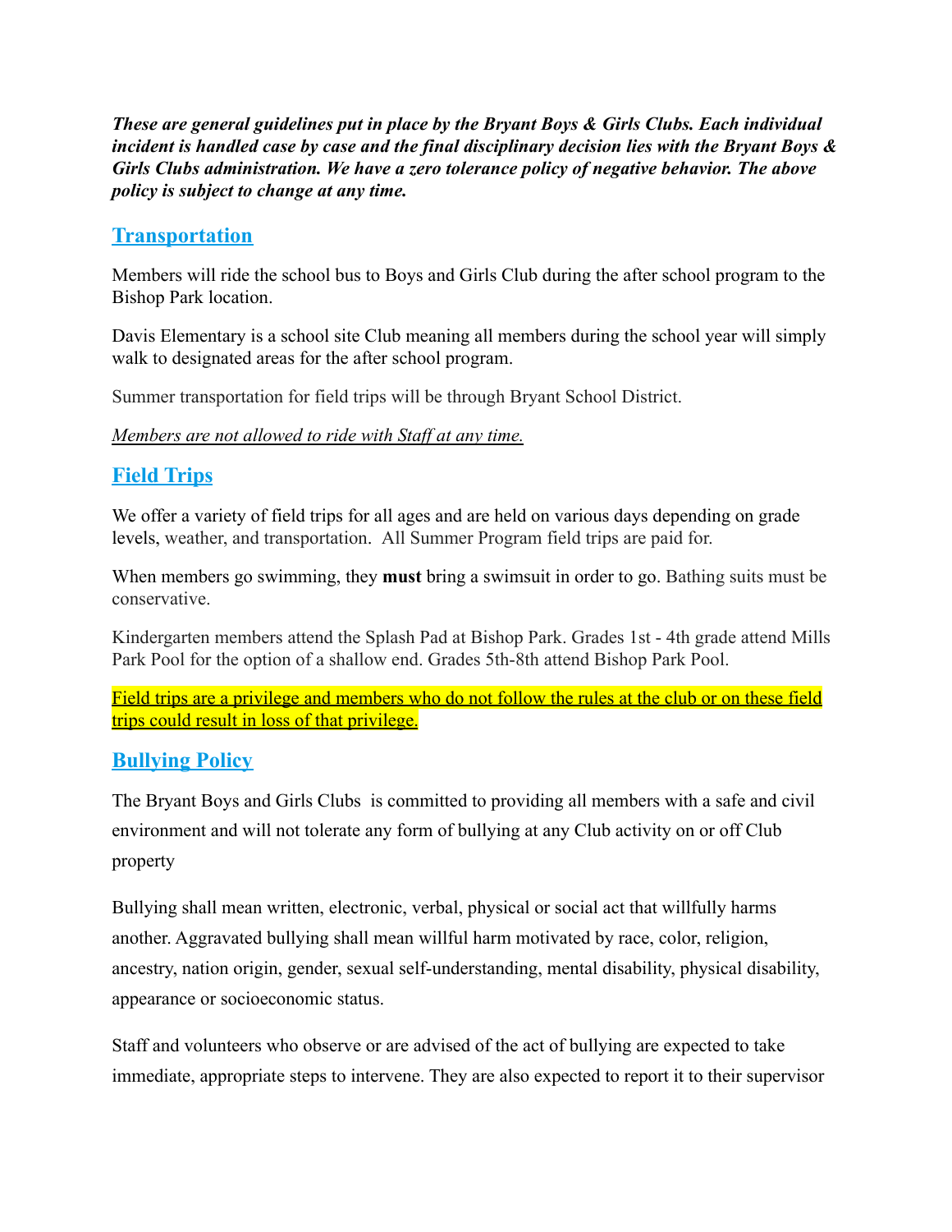***These are general guidelines put in place by the Bryant Boys & Girls Clubs. Each individual incident is handled case by case and the final disciplinary decision lies with the Bryant Boys & Girls Clubs administration. We have a zero tolerance policy of negative behavior. The above policy is subject to change at any time.***

## Transportation

Members will ride the school bus to Boys and Girls Club during the after school program to the Bishop Park location.

Davis Elementary is a school site Club meaning all members during the school year will simply walk to designated areas for the after school program.

Summer transportation for field trips will be through Bryant School District.

*Members are not allowed to ride with Staff at any time.*

## Field Trips

We offer a variety of field trips for all ages and are held on various days depending on grade levels, weather, and transportation. All Summer Program field trips are paid for.

When members go swimming, they **must** bring a swimsuit in order to go. Bathing suits must be conservative.

Kindergarten members attend the Splash Pad at Bishop Park. Grades 1st - 4th grade attend Mills Park Pool for the option of a shallow end. Grades 5th-8th attend Bishop Park Pool.

Field trips are a privilege and members who do not follow the rules at the club or on these field trips could result in loss of that privilege.

## Bullying Policy

The Bryant Boys and Girls Clubs is committed to providing all members with a safe and civil environment and will not tolerate any form of bullying at any Club activity on or off Club property

Bullying shall mean written, electronic, verbal, physical or social act that willfully harms another. Aggravated bullying shall mean willful harm motivated by race, color, religion, ancestry, nation origin, gender, sexual self-understanding, mental disability, physical disability, appearance or socioeconomic status.

Staff and volunteers who observe or are advised of the act of bullying are expected to take immediate, appropriate steps to intervene. They are also expected to report it to their supervisor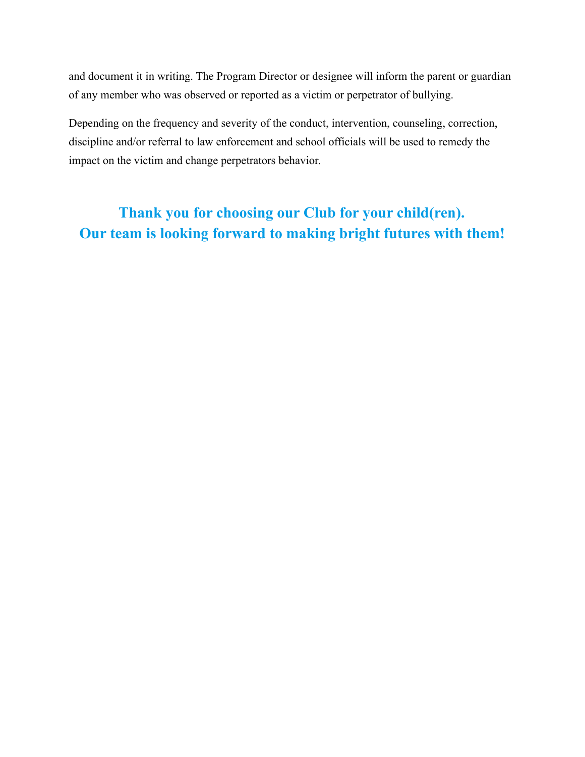and document it in writing. The Program Director or designee will inform the parent or guardian of any member who was observed or reported as a victim or perpetrator of bullying.

Depending on the frequency and severity of the conduct, intervention, counseling, correction, discipline and/or referral to law enforcement and school officials will be used to remedy the impact on the victim and change perpetrators behavior.

**Thank you for choosing our Club for your child(ren).**
**Our team is looking forward to making bright futures with them!**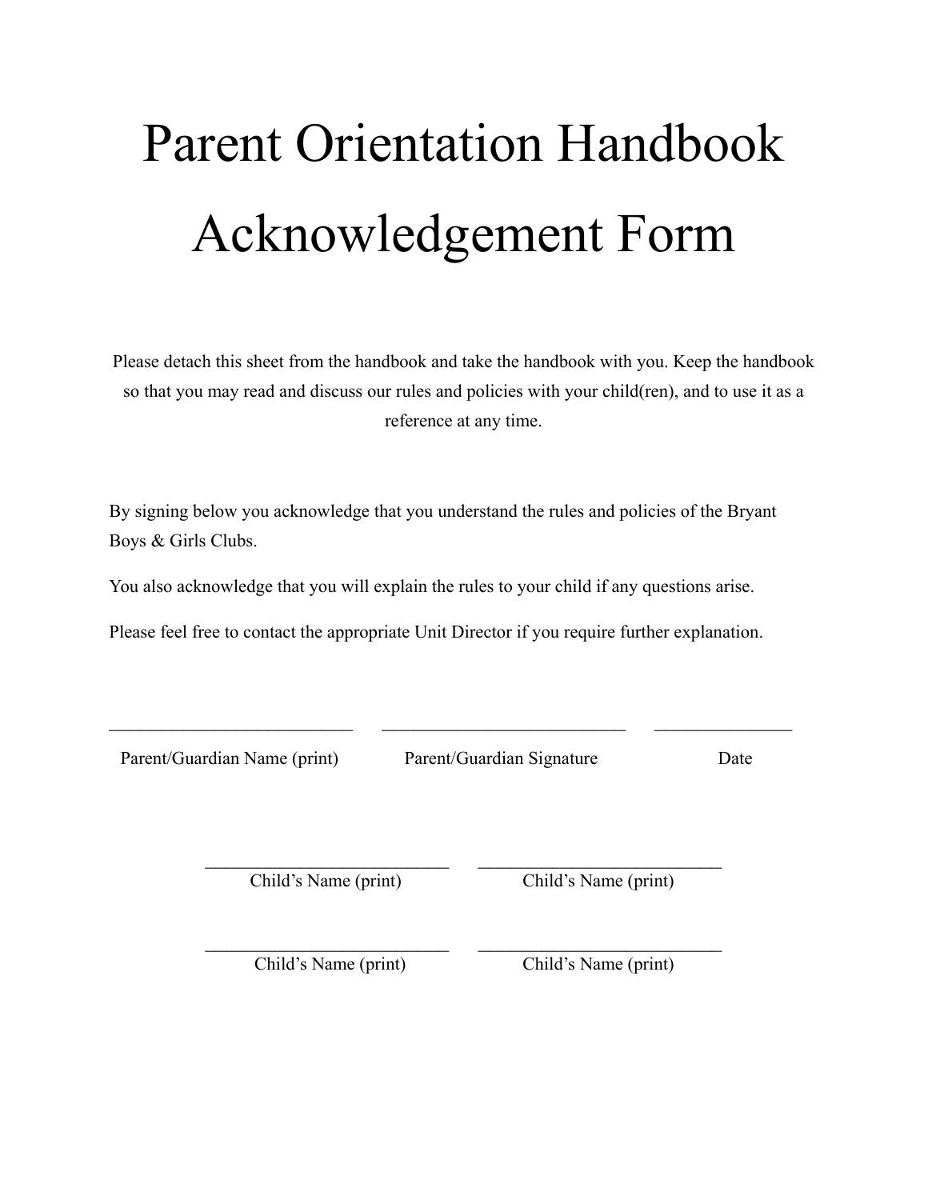# Parent Orientation Handbook Acknowledgement Form

Please detach this sheet from the handbook and take the handbook with you. Keep the handbook so that you may read and discuss our rules and policies with your child(ren), and to use it as a reference at any time.

By signing below you acknowledge that you understand the rules and policies of the Bryant Boys & Girls Clubs.

You also acknowledge that you will explain the rules to your child if any questions arise.

Please feel free to contact the appropriate Unit Director if you require further explanation.

_____________________________ _____________________________ ________________

Parent/Guardian Name (print) Parent/Guardian Signature Date

_____________________________ _____________________________

Child's Name (print) Child's Name (print)

_____________________________ _____________________________

Child's Name (print) Child's Name (print)